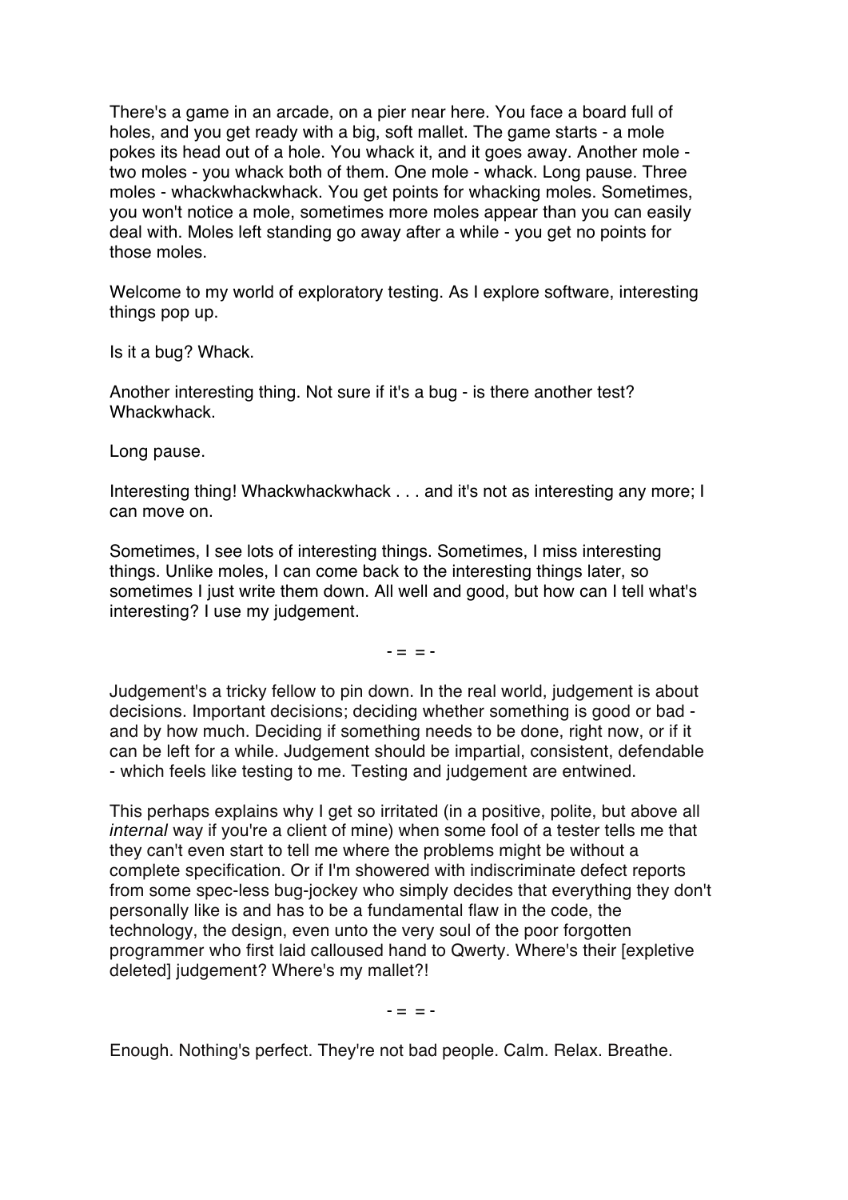There's a game in an arcade, on a pier near here. You face a board full of holes, and you get ready with a big, soft mallet. The game starts - a mole pokes its head out of a hole. You whack it, and it goes away. Another mole - two moles - you whack both of them. One mole - whack. Long pause. Three moles - whackwhackwhack. You get points for whacking moles. Sometimes, you won't notice a mole, sometimes more moles appear than you can easily deal with. Moles left standing go away after a while - you get no points for those moles.

Welcome to my world of exploratory testing. As I explore software, interesting things pop up.

Is it a bug? Whack.

Another interesting thing. Not sure if it's a bug - is there another test? Whackwhack.

Long pause.

Interesting thing! Whackwhackwhack . . . and it's not as interesting any more; I can move on.

Sometimes, I see lots of interesting things. Sometimes, I miss interesting things. Unlike moles, I can come back to the interesting things later, so sometimes I just write them down. All well and good, but how can I tell what's interesting? I use my judgement.

- = = -

Judgement's a tricky fellow to pin down. In the real world, judgement is about decisions. Important decisions; deciding whether something is good or bad - and by how much. Deciding if something needs to be done, right now, or if it can be left for a while. Judgement should be impartial, consistent, defendable - which feels like testing to me. Testing and judgement are entwined.

This perhaps explains why I get so irritated (in a positive, polite, but above all *internal* way if you're a client of mine) when some fool of a tester tells me that they can't even start to tell me where the problems might be without a complete specification. Or if I'm showered with indiscriminate defect reports from some spec-less bug-jockey who simply decides that everything they don't personally like is and has to be a fundamental flaw in the code, the technology, the design, even unto the very soul of the poor forgotten programmer who first laid calloused hand to Qwerty. Where's their [expletive deleted] judgement? Where's my mallet?!

- = = -

Enough. Nothing's perfect. They're not bad people. Calm. Relax. Breathe.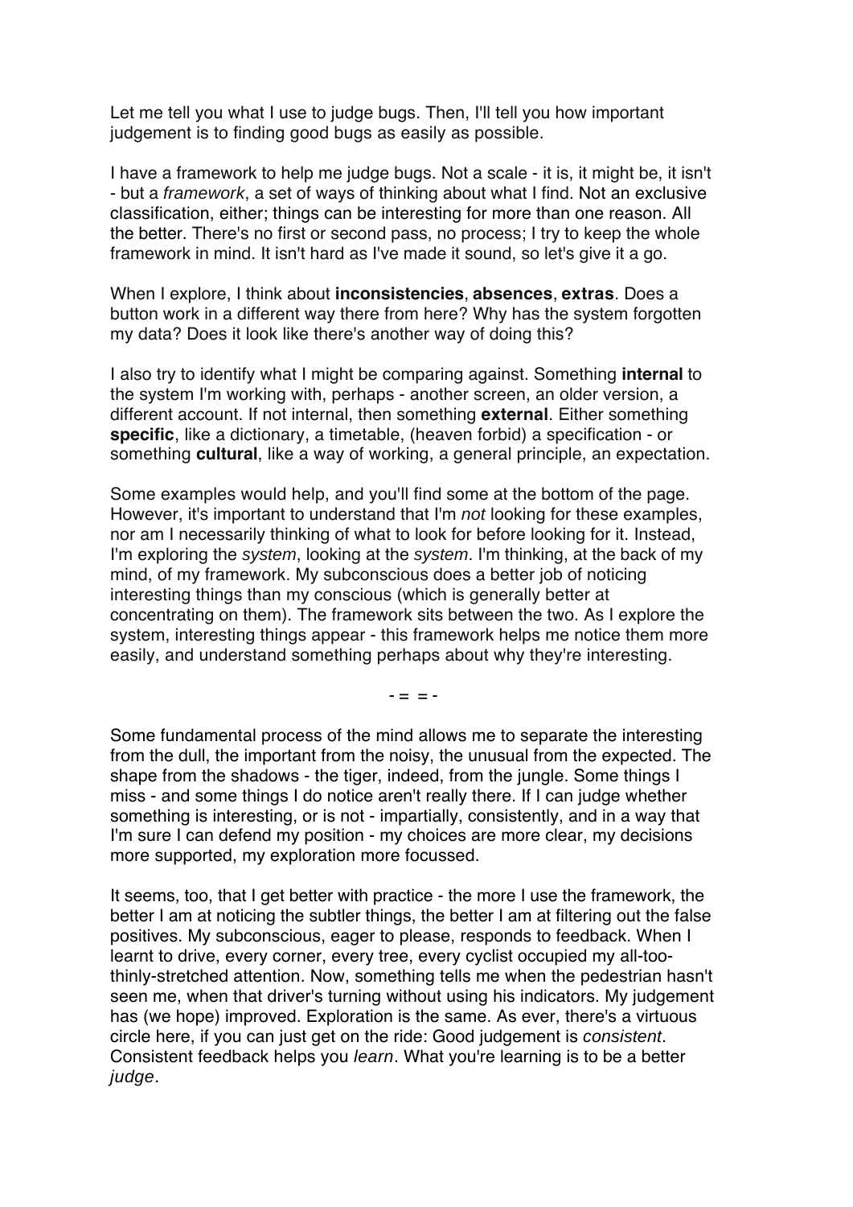Let me tell you what I use to judge bugs. Then, I'll tell you how important judgement is to finding good bugs as easily as possible.

I have a framework to help me judge bugs. Not a scale - it is, it might be, it isn't - but a *framework*, a set of ways of thinking about what I find. Not an exclusive classification, either; things can be interesting for more than one reason. All the better. There's no first or second pass, no process; I try to keep the whole framework in mind. It isn't hard as I've made it sound, so let's give it a go.

When I explore, I think about **inconsistencies**, **absences**, **extras**. Does a button work in a different way there from here? Why has the system forgotten my data? Does it look like there's another way of doing this?

I also try to identify what I might be comparing against. Something **internal** to the system I'm working with, perhaps - another screen, an older version, a different account. If not internal, then something **external**. Either something **specific**, like a dictionary, a timetable, (heaven forbid) a specification - or something **cultural**, like a way of working, a general principle, an expectation.

Some examples would help, and you'll find some at the bottom of the page. However, it's important to understand that I'm *not* looking for these examples, nor am I necessarily thinking of what to look for before looking for it. Instead, I'm exploring the *system*, looking at the *system*. I'm thinking, at the back of my mind, of my framework. My subconscious does a better job of noticing interesting things than my conscious (which is generally better at concentrating on them). The framework sits between the two. As I explore the system, interesting things appear - this framework helps me notice them more easily, and understand something perhaps about why they're interesting.

<center>- = = -</center>

Some fundamental process of the mind allows me to separate the interesting from the dull, the important from the noisy, the unusual from the expected. The shape from the shadows - the tiger, indeed, from the jungle. Some things I miss - and some things I do notice aren't really there. If I can judge whether something is interesting, or is not - impartially, consistently, and in a way that I'm sure I can defend my position - my choices are more clear, my decisions more supported, my exploration more focussed.

It seems, too, that I get better with practice - the more I use the framework, the better I am at noticing the subtler things, the better I am at filtering out the false positives. My subconscious, eager to please, responds to feedback. When I learnt to drive, every corner, every tree, every cyclist occupied my all-too-thinly-stretched attention. Now, something tells me when the pedestrian hasn't seen me, when that driver's turning without using his indicators. My judgement has (we hope) improved. Exploration is the same. As ever, there's a virtuous circle here, if you can just get on the ride: Good judgement is *consistent*. Consistent feedback helps you *learn*. What you're learning is to be a better *judge*.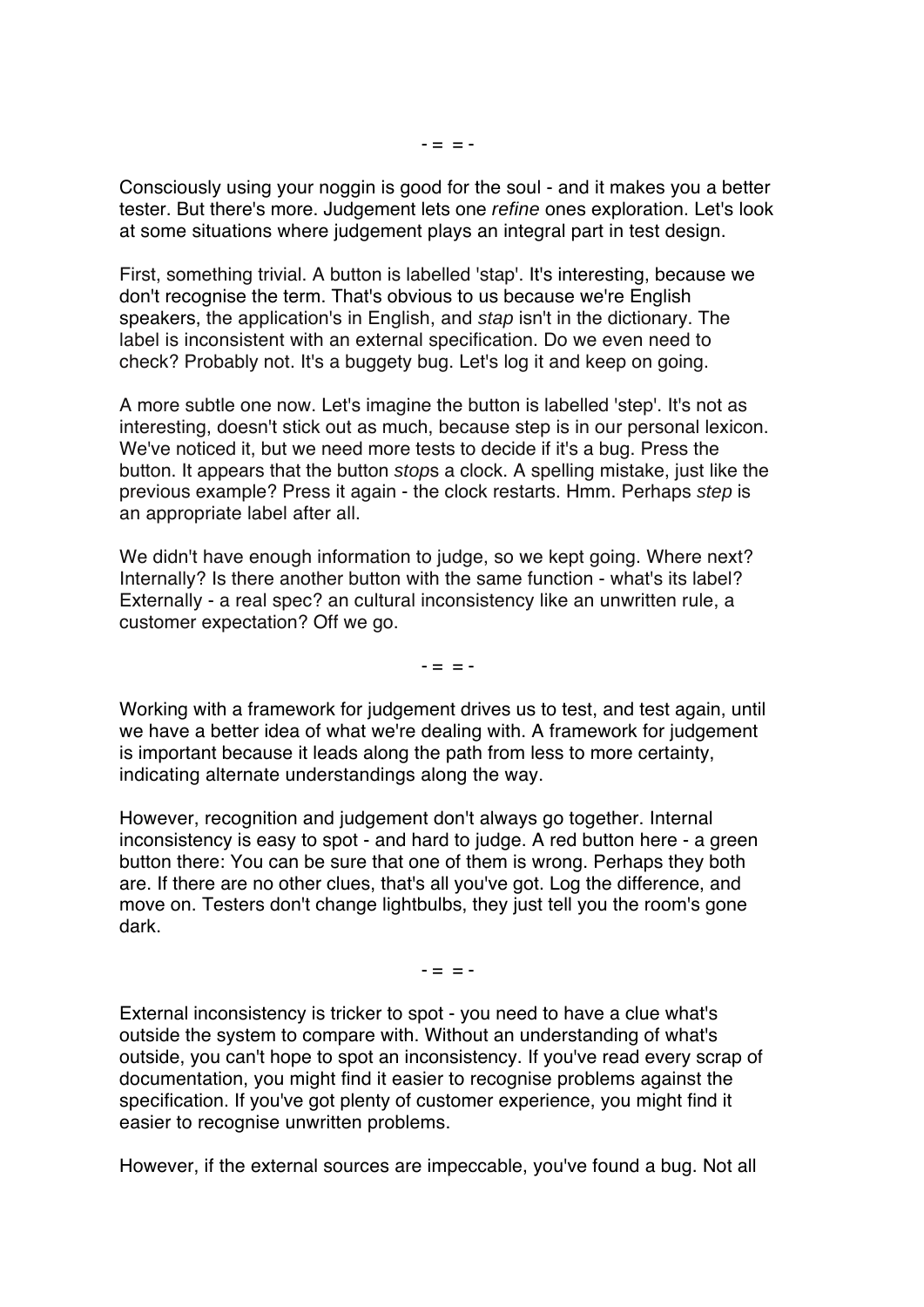\- = = -

Consciously using your noggin is good for the soul - and it makes you a better tester. But there's more. Judgement lets one *refine* ones exploration. Let's look at some situations where judgement plays an integral part in test design.

First, something trivial. A button is labelled 'stap'. It's interesting, because we don't recognise the term. That's obvious to us because we're English speakers, the application's in English, and *stap* isn't in the dictionary. The label is inconsistent with an external specification. Do we even need to check? Probably not. It's a buggety bug. Let's log it and keep on going.

A more subtle one now. Let's imagine the button is labelled 'step'. It's not as interesting, doesn't stick out as much, because step is in our personal lexicon. We've noticed it, but we need more tests to decide if it's a bug. Press the button. It appears that the button *stop*s a clock. A spelling mistake, just like the previous example? Press it again - the clock restarts. Hmm. Perhaps *step* is an appropriate label after all.

We didn't have enough information to judge, so we kept going. Where next? Internally? Is there another button with the same function - what's its label? Externally - a real spec? an cultural inconsistency like an unwritten rule, a customer expectation? Off we go.

\- = = -

Working with a framework for judgement drives us to test, and test again, until we have a better idea of what we're dealing with. A framework for judgement is important because it leads along the path from less to more certainty, indicating alternate understandings along the way.

However, recognition and judgement don't always go together. Internal inconsistency is easy to spot - and hard to judge. A red button here - a green button there: You can be sure that one of them is wrong. Perhaps they both are. If there are no other clues, that's all you've got. Log the difference, and move on. Testers don't change lightbulbs, they just tell you the room's gone dark.

\- = = -

External inconsistency is tricker to spot - you need to have a clue what's outside the system to compare with. Without an understanding of what's outside, you can't hope to spot an inconsistency. If you've read every scrap of documentation, you might find it easier to recognise problems against the specification. If you've got plenty of customer experience, you might find it easier to recognise unwritten problems.

However, if the external sources are impeccable, you've found a bug. Not all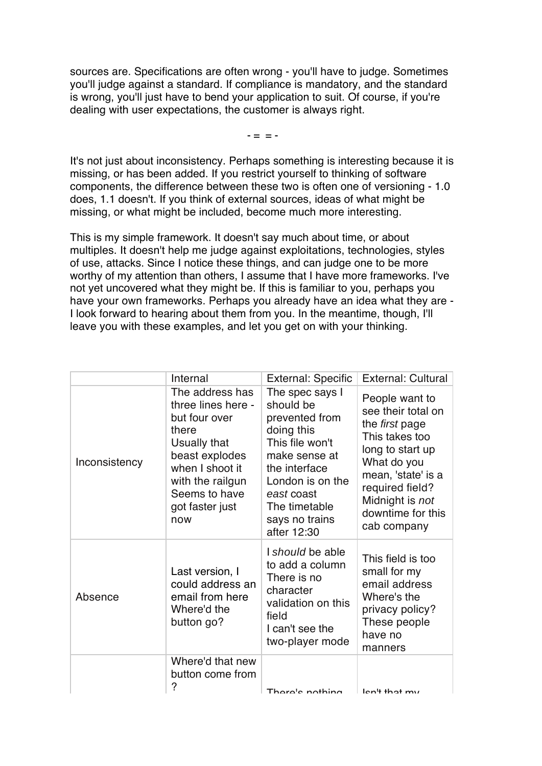sources are. Specifications are often wrong - you'll have to judge. Sometimes you'll judge against a standard. If compliance is mandatory, and the standard is wrong, you'll just have to bend your application to suit. Of course, if you're dealing with user expectations, the customer is always right.

- = = -

It's not just about inconsistency. Perhaps something is interesting because it is missing, or has been added. If you restrict yourself to thinking of software components, the difference between these two is often one of versioning - 1.0 does, 1.1 doesn't. If you think of external sources, ideas of what might be missing, or what might be included, become much more interesting.

This is my simple framework. It doesn't say much about time, or about multiples. It doesn't help me judge against exploitations, technologies, styles of use, attacks. Since I notice these things, and can judge one to be more worthy of my attention than others, I assume that I have more frameworks. I've not yet uncovered what they might be. If this is familiar to you, perhaps you have your own frameworks. Perhaps you already have an idea what they are - I look forward to hearing about them from you. In the meantime, though, I'll leave you with these examples, and let you get on with your thinking.

| | Internal | External: Specific | External: Cultural |
|---|---|---|---|
| Inconsistency | The address has three lines here - but four over there<br>Usually that beast explodes when I shoot it with the railgun<br>Seems to have got faster just now | The spec says I should be prevented from doing this<br>This file won't make sense at the interface<br>London is on the *east* coast<br>The timetable says no trains after 12:30 | People want to see their total on the *first* page<br>This takes too long to start up<br>What do you mean, 'state' is a required field?<br>Midnight is *not* downtime for this cab company |
| Absence | Last version, I could address an email from here<br>Where'd the button go? | I *should* be able to add a column<br>There is no character validation on this field<br>I can't see the two-player mode | This field is too small for my email address<br>Where's the privacy policy?<br>These people have no manners |
| | Where'd that new button come from ? | There's nothing | Isn't that my |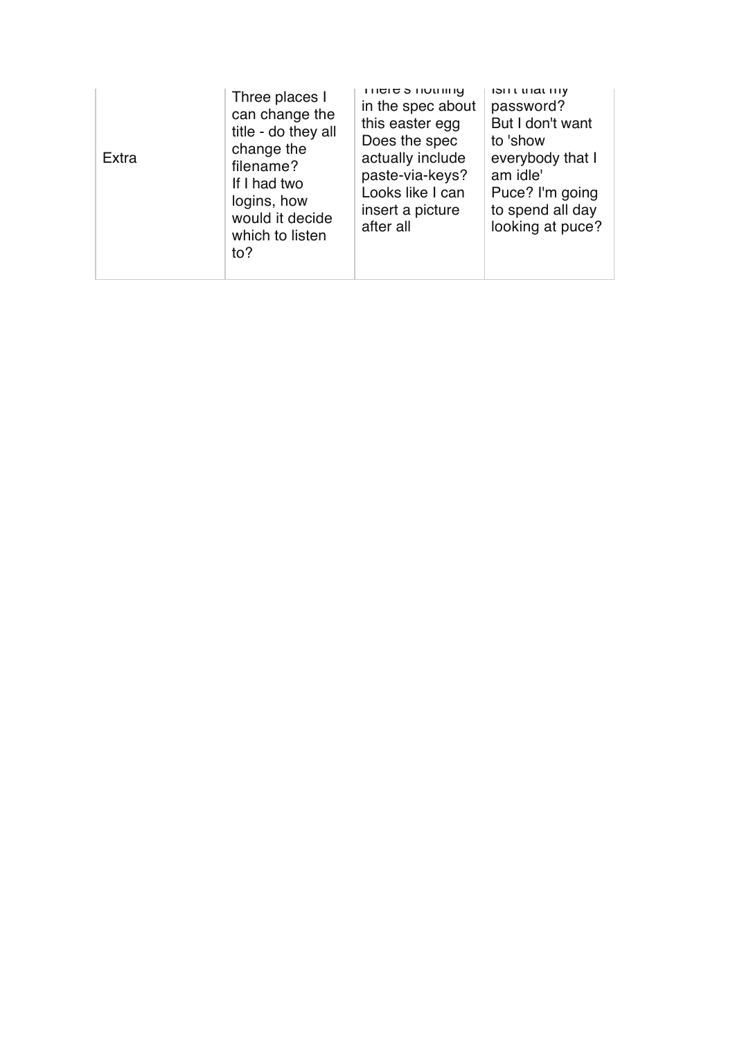| | | | |
|---|---|---|---|
| Extra | Three places I can change the title - do they all change the filename?<br>If I had two logins, how would it decide which to listen to? | There's nothing in the spec about this easter egg<br>Does the spec actually include paste-via-keys?<br>Looks like I can insert a picture after all | Isn't that my password?<br>But I don't want to 'show everybody that I am idle'<br>Puce? I'm going to spend all day looking at puce? |